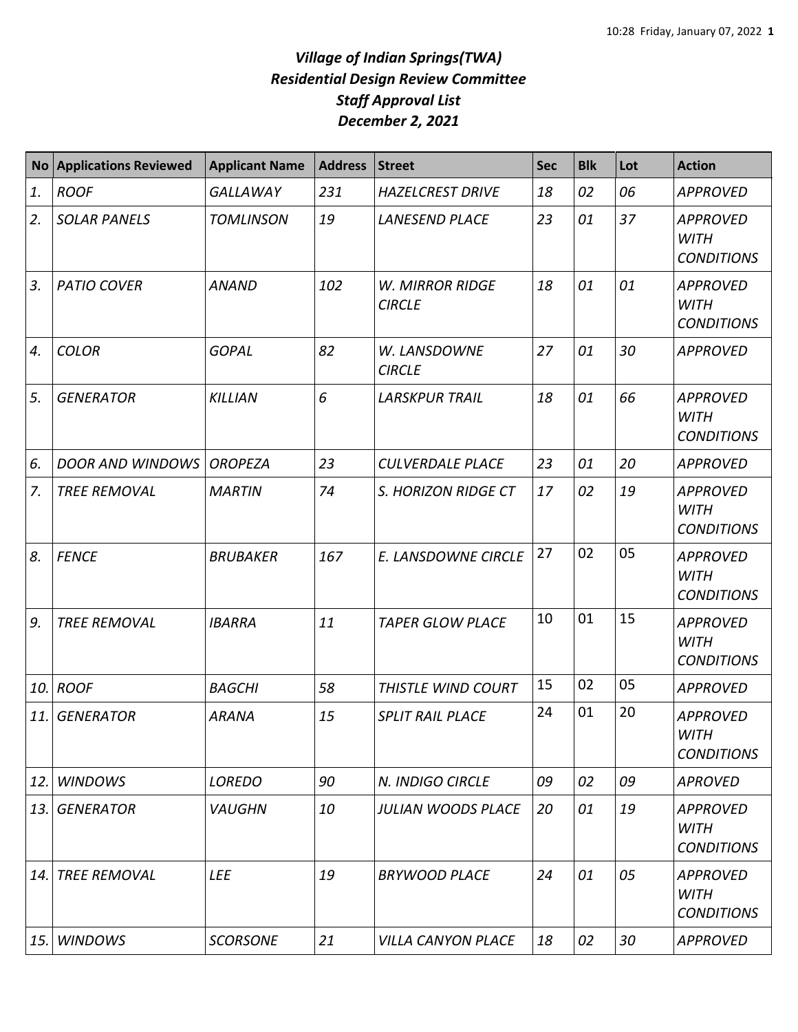# *Village of Indian Springs(TWA)*
# *Residential Design Review Committee*
# *Staff Approval List*
# *December 2, 2021*

| No | Applications Reviewed | Applicant Name | Address | Street | Sec | Blk | Lot | Action |
|---|---|---|---|---|---|---|---|---|
| *1.* | *ROOF* | *GALLAWAY* | *231* | *HAZELCREST DRIVE* | *18* | *02* | *06* | *APPROVED* |
| *2.* | *SOLAR PANELS* | *TOMLINSON* | *19* | *LANESEND PLACE* | *23* | *01* | *37* | *APPROVED WITH CONDITIONS* |
| *3.* | *PATIO COVER* | *ANAND* | *102* | *W. MIRROR RIDGE CIRCLE* | *18* | *01* | *01* | *APPROVED WITH CONDITIONS* |
| *4.* | *COLOR* | *GOPAL* | *82* | *W. LANSDOWNE CIRCLE* | *27* | *01* | *30* | *APPROVED* |
| *5.* | *GENERATOR* | *KILLIAN* | *6* | *LARSKPUR TRAIL* | *18* | *01* | *66* | *APPROVED WITH CONDITIONS* |
| *6.* | *DOOR AND WINDOWS* | *OROPEZA* | *23* | *CULVERDALE PLACE* | *23* | *01* | *20* | *APPROVED* |
| *7.* | *TREE REMOVAL* | *MARTIN* | *74* | *S. HORIZON RIDGE CT* | *17* | *02* | *19* | *APPROVED WITH CONDITIONS* |
| *8.* | *FENCE* | *BRUBAKER* | *167* | *E. LANSDOWNE CIRCLE* | 27 | 02 | 05 | *APPROVED WITH CONDITIONS* |
| *9.* | *TREE REMOVAL* | *IBARRA* | *11* | *TAPER GLOW PLACE* | 10 | 01 | 15 | *APPROVED WITH CONDITIONS* |
| *10.* | *ROOF* | *BAGCHI* | *58* | *THISTLE WIND COURT* | 15 | 02 | 05 | *APPROVED* |
| *11.* | *GENERATOR* | *ARANA* | *15* | *SPLIT RAIL PLACE* | 24 | 01 | 20 | *APPROVED WITH CONDITIONS* |
| *12.* | *WINDOWS* | *LOREDO* | *90* | *N. INDIGO CIRCLE* | *09* | *02* | *09* | *APROVED* |
| *13.* | *GENERATOR* | *VAUGHN* | *10* | *JULIAN WOODS PLACE* | *20* | *01* | *19* | *APPROVED WITH CONDITIONS* |
| *14.* | *TREE REMOVAL* | *LEE* | *19* | *BRYWOOD PLACE* | *24* | *01* | *05* | *APPROVED WITH CONDITIONS* |
| *15.* | *WINDOWS* | *SCORSONE* | *21* | *VILLA CANYON PLACE* | *18* | *02* | *30* | *APPROVED* |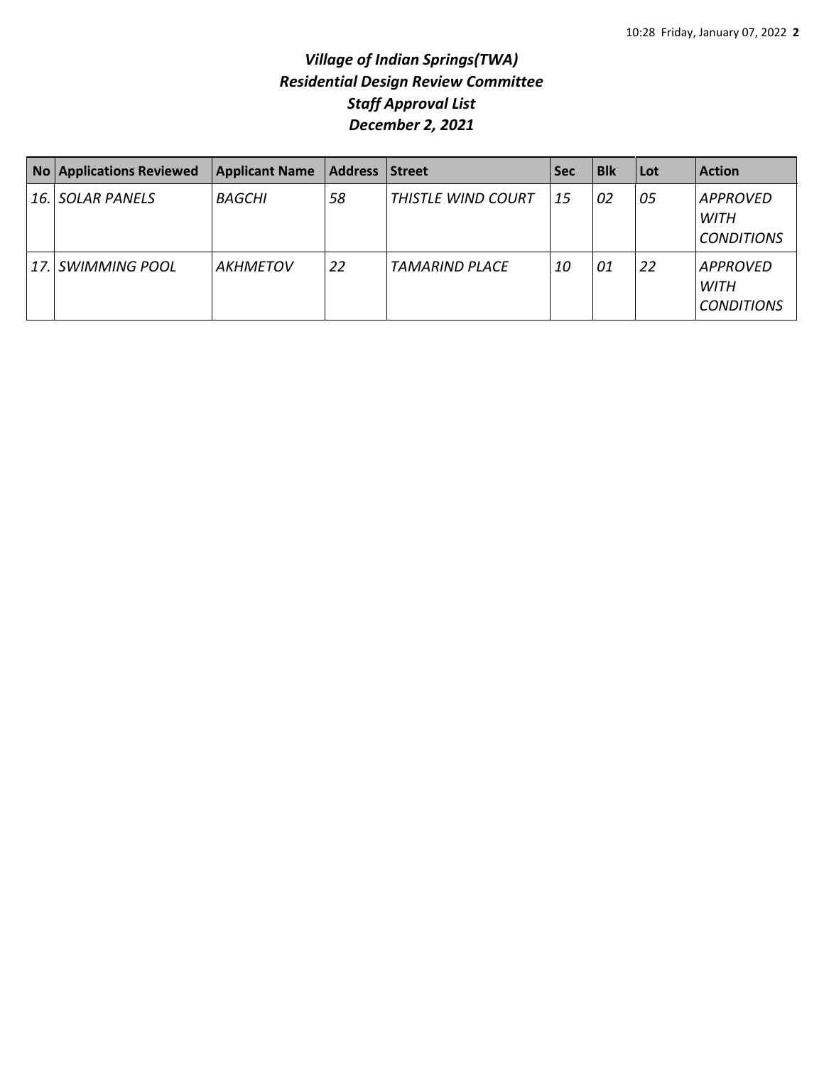# *Village of Indian Springs(TWA)*
## *Residential Design Review Committee*
### *Staff Approval List*
### *December 2, 2021*

| No | Applications Reviewed | Applicant Name | Address | Street | Sec | Blk | Lot | Action |
|---|---|---|---|---|---|---|---|---|
| *16.* | *SOLAR PANELS* | *BAGCHI* | *58* | *THISTLE WIND COURT* | *15* | *02* | *05* | *APPROVED WITH CONDITIONS* |
| *17.* | *SWIMMING POOL* | *AKHMETOV* | *22* | *TAMARIND PLACE* | *10* | *01* | *22* | *APPROVED WITH CONDITIONS* |